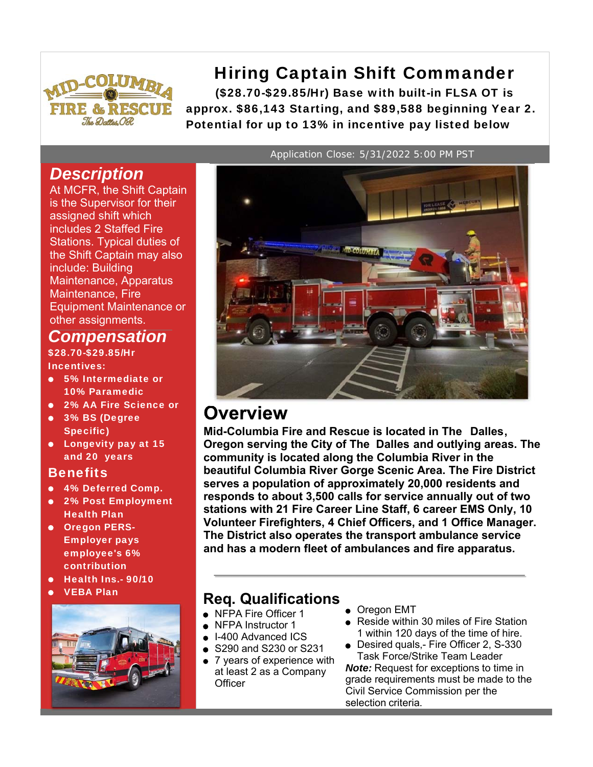# Hiring Captain Shift Commander

**($28.70-$29.85/Hr) Base with built-in FLSA OT is approx. $86,143 Starting, and $89,588 beginning Year 2. Potential for up to 13% in incentive pay listed below**

Application Close: 5/31/2022 5:00 PM PST

## *Description*

At MCFR, the Shift Captain is the Supervisor for their assigned shift which includes 2 Staffed Fire Stations. Typical duties of the Shift Captain may also include: Building Maintenance, Apparatus Maintenance, Fire Equipment Maintenance or other assignments.

## *Compensation*

**$28.70-$29.85/Hr**

**Incentives:**

- **5% Intermediate or 10% Paramedic**
- **2% AA Fire Science or**
- **3% BS (Degree Specific)**
- **Longevity pay at 15 and 20 years**

## Benefits

- **4% Deferred Comp.**
- **2% Post Employment Health Plan**
- **Oregon PERS- Employer pays employee's 6% contribution**
- **Health Ins.- 90/10**
- **VEBA Plan**

## Overview

**Mid-Columbia Fire and Rescue is located in The Dalles, Oregon serving the City of The Dalles and outlying areas. The community is located along the Columbia River in the beautiful Columbia River Gorge Scenic Area. The Fire District serves a population of approximately 20,000 residents and responds to about 3,500 calls for service annually out of two stations with 21 Fire Career Line Staff, 6 career EMS Only, 10 Volunteer Firefighters, 4 Chief Officers, and 1 Office Manager. The District also operates the transport ambulance service and has a modern fleet of ambulances and fire apparatus.**

## Req. Qualifications

- NFPA Fire Officer 1
- NFPA Instructor 1
- I-400 Advanced ICS
- S290 and S230 or S231
- 7 years of experience with at least 2 as a Company Officer
- Oregon EMT
- Reside within 30 miles of Fire Station 1 within 120 days of the time of hire.
- Desired quals,- Fire Officer 2, S-330 Task Force/Strike Team Leader

***Note:*** Request for exceptions to time in grade requirements must be made to the Civil Service Commission per the selection criteria.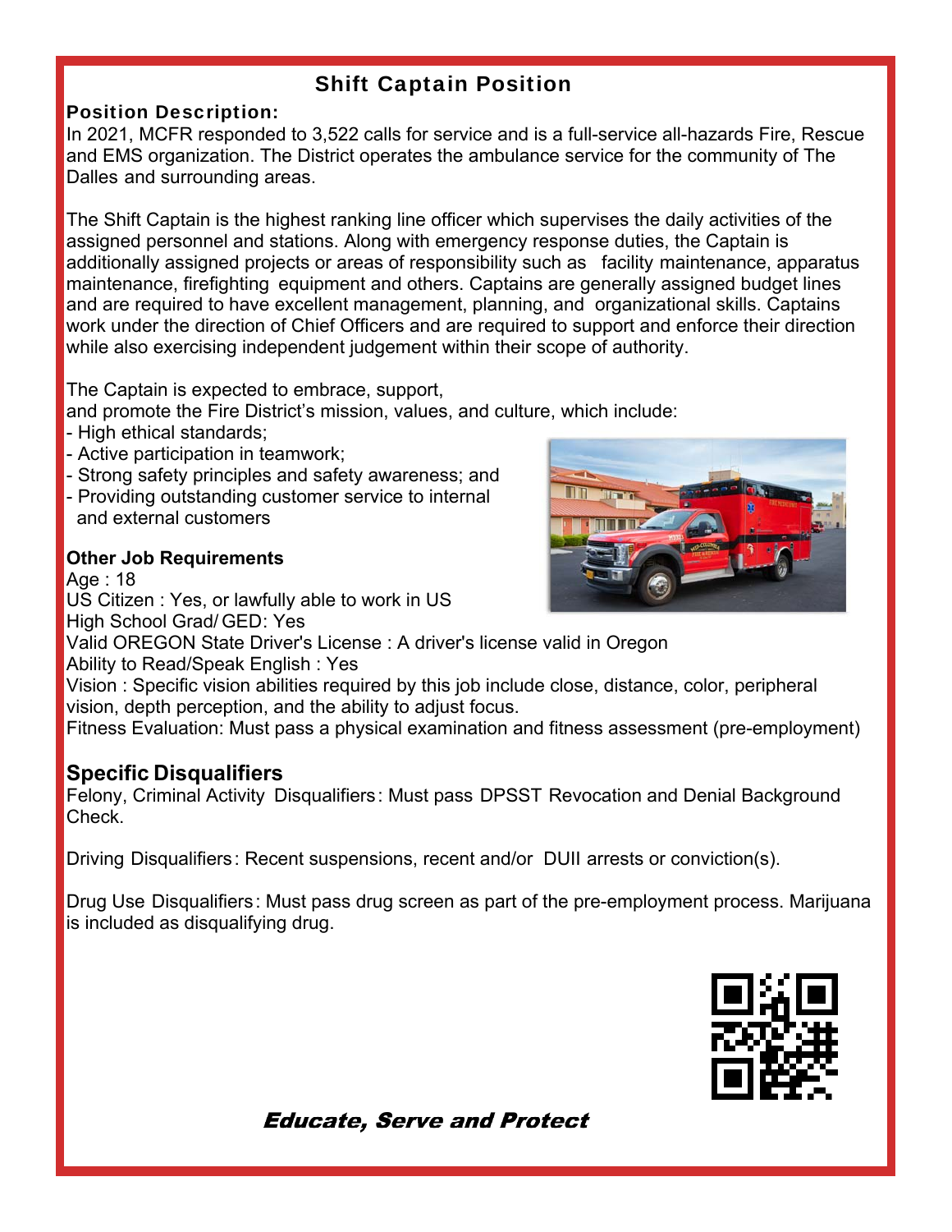# Shift Captain Position

## Position Description:

In 2021, MCFR responded to 3,522 calls for service and is a full-service all-hazards Fire, Rescue and EMS organization. The District operates the ambulance service for the community of The Dalles and surrounding areas.

The Shift Captain is the highest ranking line officer which supervises the daily activities of the assigned personnel and stations. Along with emergency response duties, the Captain is additionally assigned projects or areas of responsibility such as facility maintenance, apparatus maintenance, firefighting equipment and others. Captains are generally assigned budget lines and are required to have excellent management, planning, and organizational skills. Captains work under the direction of Chief Officers and are required to support and enforce their direction while also exercising independent judgement within their scope of authority.

The Captain is expected to embrace, support, and promote the Fire District's mission, values, and culture, which include:

- High ethical standards;
- Active participation in teamwork;
- Strong safety principles and safety awareness; and
- Providing outstanding customer service to internal and external customers

## Other Job Requirements

Age : 18
US Citizen : Yes, or lawfully able to work in US
High School Grad/ GED: Yes
Valid OREGON State Driver's License : A driver's license valid in Oregon
Ability to Read/Speak English : Yes
Vision : Specific vision abilities required by this job include close, distance, color, peripheral vision, depth perception, and the ability to adjust focus.
Fitness Evaluation: Must pass a physical examination and fitness assessment (pre-employment)

## Specific Disqualifiers

Felony, Criminal Activity Disqualifiers: Must pass DPSST Revocation and Denial Background Check.

Driving Disqualifiers: Recent suspensions, recent and/or DUII arrests or conviction(s).

Drug Use Disqualifiers: Must pass drug screen as part of the pre-employment process. Marijuana is included as disqualifying drug.

***Educate, Serve and Protect***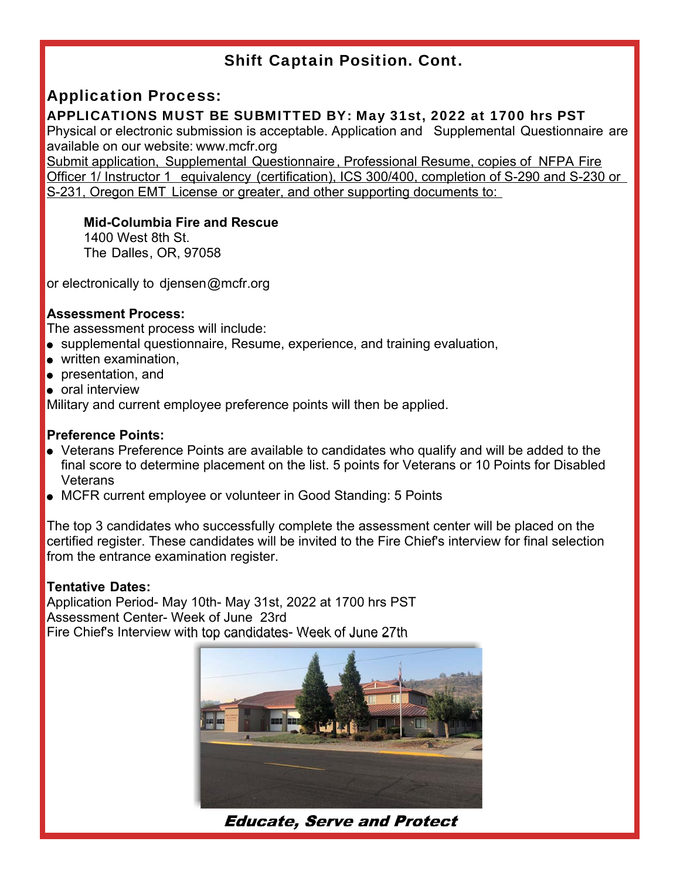## Shift Captain Position. Cont.

## Application Process:

**APPLICATIONS MUST BE SUBMITTED BY: May 31st, 2022 at 1700 hrs PST**

Physical or electronic submission is acceptable. Application and Supplemental Questionnaire are available on our website: www.mcfr.org

Submit application, Supplemental Questionnaire, Professional Resume, copies of NFPA Fire Officer 1/ Instructor 1 equivalency (certification), ICS 300/400, completion of S-290 and S-230 or S-231, Oregon EMT License or greater, and other supporting documents to:

> **Mid-Columbia Fire and Rescue**
> 1400 West 8th St.
> The Dalles, OR, 97058

or electronically to djensen@mcfr.org

**Assessment Process:**

The assessment process will include:

- supplemental questionnaire, Resume, experience, and training evaluation,
- written examination,
- presentation, and
- oral interview

Military and current employee preference points will then be applied.

**Preference Points:**

- Veterans Preference Points are available to candidates who qualify and will be added to the final score to determine placement on the list. 5 points for Veterans or 10 Points for Disabled Veterans
- MCFR current employee or volunteer in Good Standing: 5 Points

The top 3 candidates who successfully complete the assessment center will be placed on the certified register. These candidates will be invited to the Fire Chief's interview for final selection from the entrance examination register.

**Tentative Dates:**

Application Period- May 10th- May 31st, 2022 at 1700 hrs PST
Assessment Center- Week of June 23rd
Fire Chief's Interview with top candidates- Week of June 27th

***Educate, Serve and Protect***